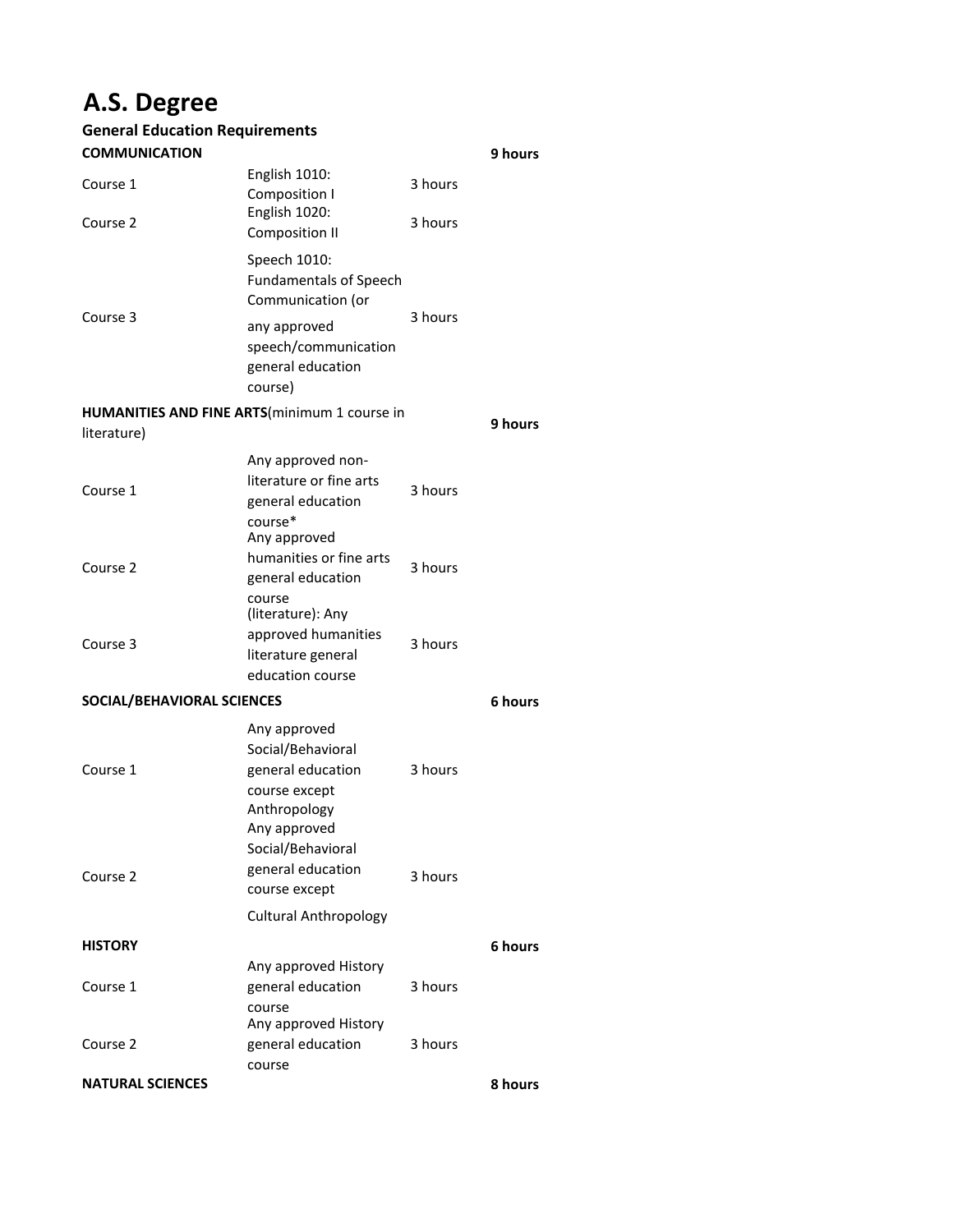# A.S. Degree

## General Education Requirements

| | | | |
|---|---|---|---|
| **COMMUNICATION** | | | **9 hours** |
| Course 1 | English 1010: Composition I | 3 hours | |
| Course 2 | English 1020: Composition II | 3 hours | |
| Course 3 | Speech 1010: Fundamentals of Speech Communication (or any approved speech/communication general education course) | 3 hours | |
| **HUMANITIES AND FINE ARTS**(minimum 1 course in literature) | | | **9 hours** |
| Course 1 | Any approved non-literature or fine arts general education course* | 3 hours | |
| Course 2 | Any approved humanities or fine arts general education course | 3 hours | |
| Course 3 | (literature): Any approved humanities literature general education course | 3 hours | |
| **SOCIAL/BEHAVIORAL SCIENCES** | | | **6 hours** |
| Course 1 | Any approved Social/Behavioral general education course except Anthropology | 3 hours | |
| Course 2 | Any approved Social/Behavioral general education course except Cultural Anthropology | 3 hours | |
| **HISTORY** | | | **6 hours** |
| Course 1 | Any approved History general education course | 3 hours | |
| Course 2 | Any approved History general education course | 3 hours | |
| **NATURAL SCIENCES** | | | **8 hours** |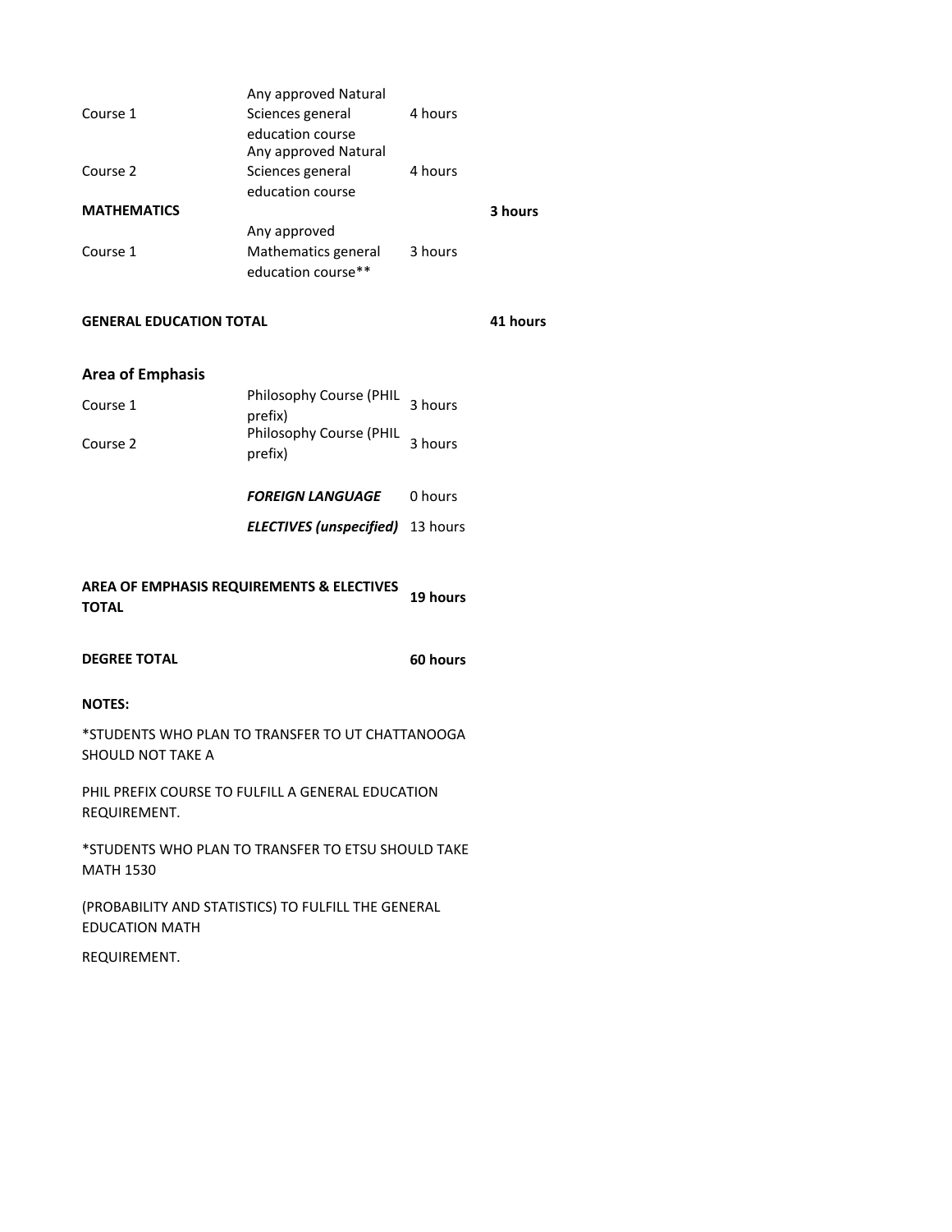| | | | |
|---|---|---|---|
| Course 1 | Any approved Natural Sciences general education course | 4 hours | |
| Course 2 | Any approved Natural Sciences general education course | 4 hours | |
| **MATHEMATICS** | | | **3 hours** |
| Course 1 | Any approved Mathematics general education course** | 3 hours | |
| | | | |
| **GENERAL EDUCATION TOTAL** | | | **41 hours** |

## Area of Emphasis

| | | |
|---|---|---|
| Course 1 | Philosophy Course (PHIL prefix) | 3 hours |
| Course 2 | Philosophy Course (PHIL prefix) | 3 hours |
| | ***FOREIGN LANGUAGE*** | 0 hours |
| | ***ELECTIVES (unspecified)*** | 13 hours |

**AREA OF EMPHASIS REQUIREMENTS & ELECTIVES TOTAL** **19 hours**

**DEGREE TOTAL** **60 hours**

**NOTES:**

*STUDENTS WHO PLAN TO TRANSFER TO UT CHATTANOOGA SHOULD NOT TAKE A

PHIL PREFIX COURSE TO FULFILL A GENERAL EDUCATION REQUIREMENT.

*STUDENTS WHO PLAN TO TRANSFER TO ETSU SHOULD TAKE MATH 1530

(PROBABILITY AND STATISTICS) TO FULFILL THE GENERAL EDUCATION MATH

REQUIREMENT.